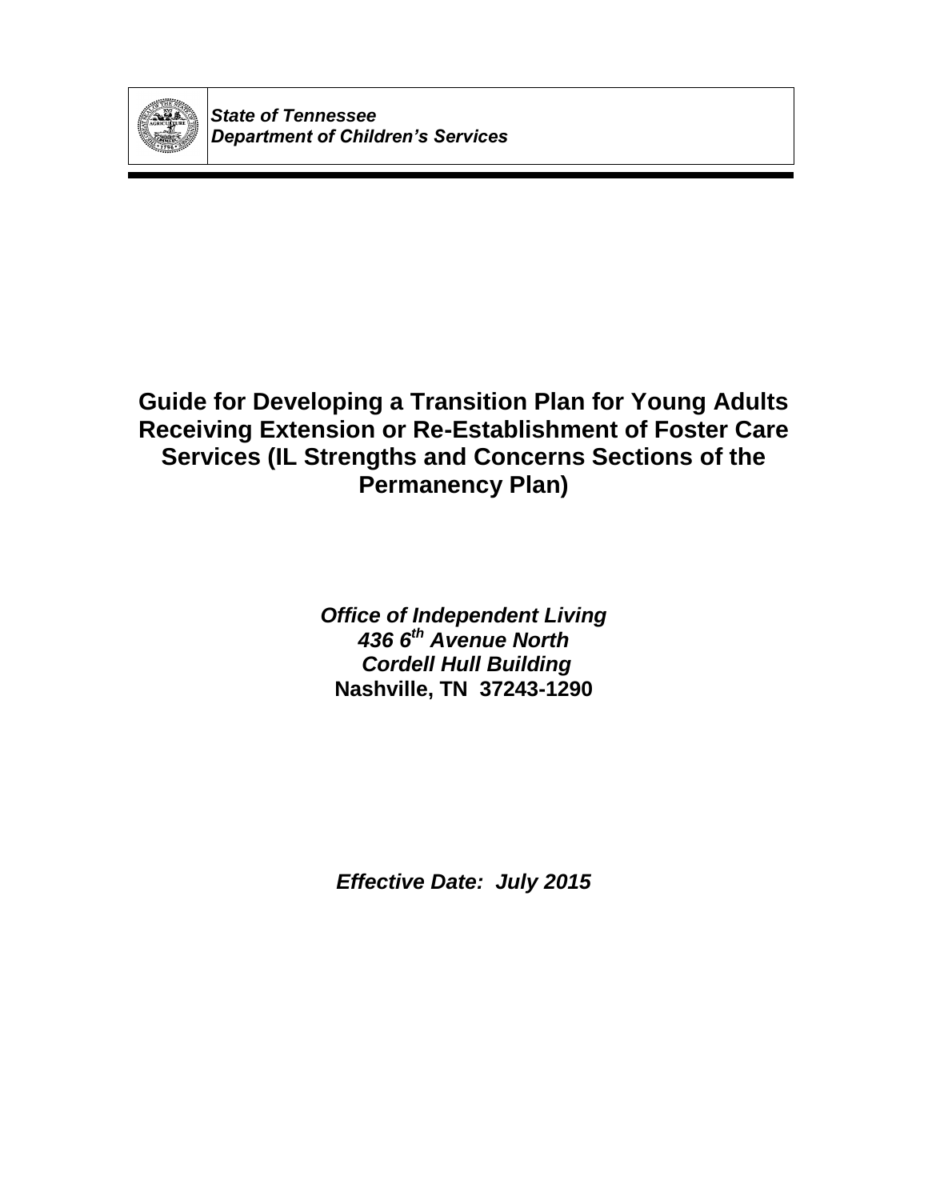*State of Tennessee*
*Department of Children's Services*

# Guide for Developing a Transition Plan for Young Adults Receiving Extension or Re-Establishment of Foster Care Services (IL Strengths and Concerns Sections of the Permanency Plan)

***Office of Independent Living***
***436 6th Avenue North***
***Cordell Hull Building***
**Nashville, TN 37243-1290**

***Effective Date: July 2015***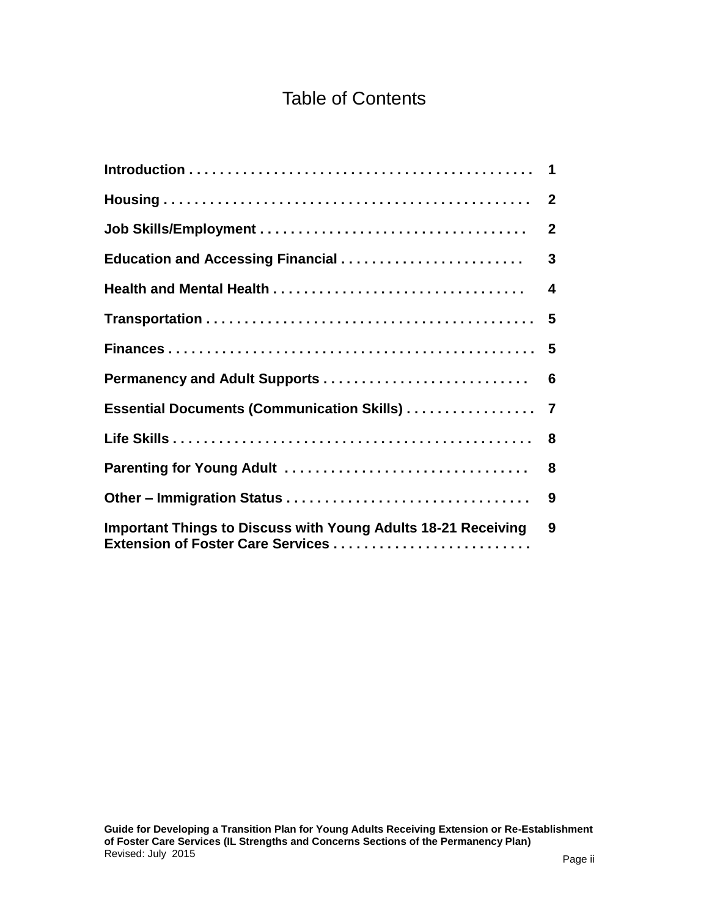# Table of Contents

| | |
|---|---|
| **Introduction** | **1** |
| **Housing** | **2** |
| **Job Skills/Employment** | **2** |
| **Education and Accessing Financial** | **3** |
| **Health and Mental Health** | **4** |
| **Transportation** | **5** |
| **Finances** | **5** |
| **Permanency and Adult Supports** | **6** |
| **Essential Documents (Communication Skills)** | **7** |
| **Life Skills** | **8** |
| **Parenting for Young Adult** | **8** |
| **Other – Immigration Status** | **9** |
| **Important Things to Discuss with Young Adults 18-21 Receiving Extension of Foster Care Services** | **9** |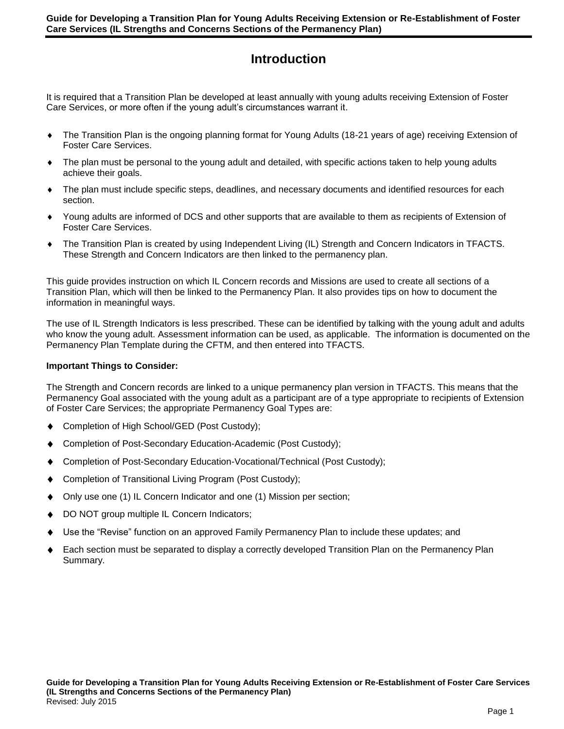# Introduction

It is required that a Transition Plan be developed at least annually with young adults receiving Extension of Foster Care Services, or more often if the young adult's circumstances warrant it.

- The Transition Plan is the ongoing planning format for Young Adults (18-21 years of age) receiving Extension of Foster Care Services.
- The plan must be personal to the young adult and detailed, with specific actions taken to help young adults achieve their goals.
- The plan must include specific steps, deadlines, and necessary documents and identified resources for each section.
- Young adults are informed of DCS and other supports that are available to them as recipients of Extension of Foster Care Services.
- The Transition Plan is created by using Independent Living (IL) Strength and Concern Indicators in TFACTS. These Strength and Concern Indicators are then linked to the permanency plan.

This guide provides instruction on which IL Concern records and Missions are used to create all sections of a Transition Plan, which will then be linked to the Permanency Plan. It also provides tips on how to document the information in meaningful ways.

The use of IL Strength Indicators is less prescribed. These can be identified by talking with the young adult and adults who know the young adult. Assessment information can be used, as applicable. The information is documented on the Permanency Plan Template during the CFTM, and then entered into TFACTS.

**Important Things to Consider:**

The Strength and Concern records are linked to a unique permanency plan version in TFACTS. This means that the Permanency Goal associated with the young adult as a participant are of a type appropriate to recipients of Extension of Foster Care Services; the appropriate Permanency Goal Types are:

- Completion of High School/GED (Post Custody);
- Completion of Post-Secondary Education-Academic (Post Custody);
- Completion of Post-Secondary Education-Vocational/Technical (Post Custody);
- Completion of Transitional Living Program (Post Custody);
- Only use one (1) IL Concern Indicator and one (1) Mission per section;
- DO NOT group multiple IL Concern Indicators;
- Use the "Revise" function on an approved Family Permanency Plan to include these updates; and
- Each section must be separated to display a correctly developed Transition Plan on the Permanency Plan Summary.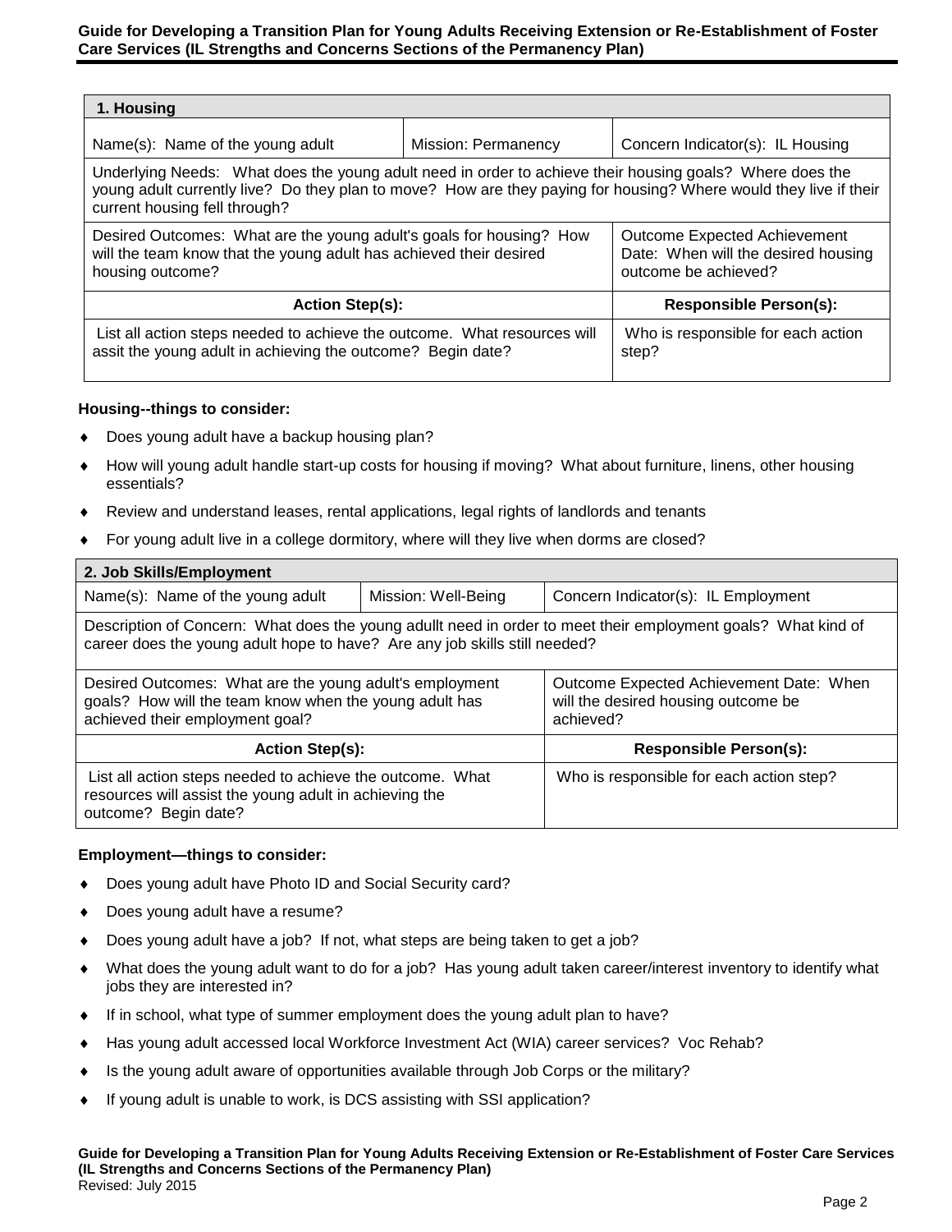| 1. Housing | | |
|---|---|---|
| Name(s): Name of the young adult | Mission: Permanency | Concern Indicator(s): IL Housing |
| Underlying Needs: What does the young adult need in order to achieve their housing goals? Where does the young adult currently live? Do they plan to move? How are they paying for housing? Where would they live if their current housing fell through? | | |
| Desired Outcomes: What are the young adult's goals for housing? How will the team know that the young adult has achieved their desired housing outcome? | | Outcome Expected Achievement Date: When will the desired housing outcome be achieved? |
| **Action Step(s):** | | **Responsible Person(s):** |
| List all action steps needed to achieve the outcome. What resources will assit the young adult in achieving the outcome? Begin date? | | Who is responsible for each action step? |

**Housing--things to consider:**

- Does young adult have a backup housing plan?
- How will young adult handle start-up costs for housing if moving? What about furniture, linens, other housing essentials?
- Review and understand leases, rental applications, legal rights of landlords and tenants
- For young adult live in a college dormitory, where will they live when dorms are closed?

| 2. Job Skills/Employment | | |
|---|---|---|
| Name(s): Name of the young adult | Mission: Well-Being | Concern Indicator(s): IL Employment |
| Description of Concern: What does the young adullt need in order to meet their employment goals? What kind of career does the young adult hope to have? Are any job skills still needed? | | |
| Desired Outcomes: What are the young adult's employment goals? How will the team know when the young adult has achieved their employment goal? | | Outcome Expected Achievement Date: When will the desired housing outcome be achieved? |
| **Action Step(s):** | | **Responsible Person(s):** |
| List all action steps needed to achieve the outcome. What resources will assist the young adult in achieving the outcome? Begin date? | | Who is responsible for each action step? |

**Employment—things to consider:**

- Does young adult have Photo ID and Social Security card?
- Does young adult have a resume?
- Does young adult have a job? If not, what steps are being taken to get a job?
- What does the young adult want to do for a job? Has young adult taken career/interest inventory to identify what jobs they are interested in?
- If in school, what type of summer employment does the young adult plan to have?
- Has young adult accessed local Workforce Investment Act (WIA) career services? Voc Rehab?
- Is the young adult aware of opportunities available through Job Corps or the military?
- If young adult is unable to work, is DCS assisting with SSI application?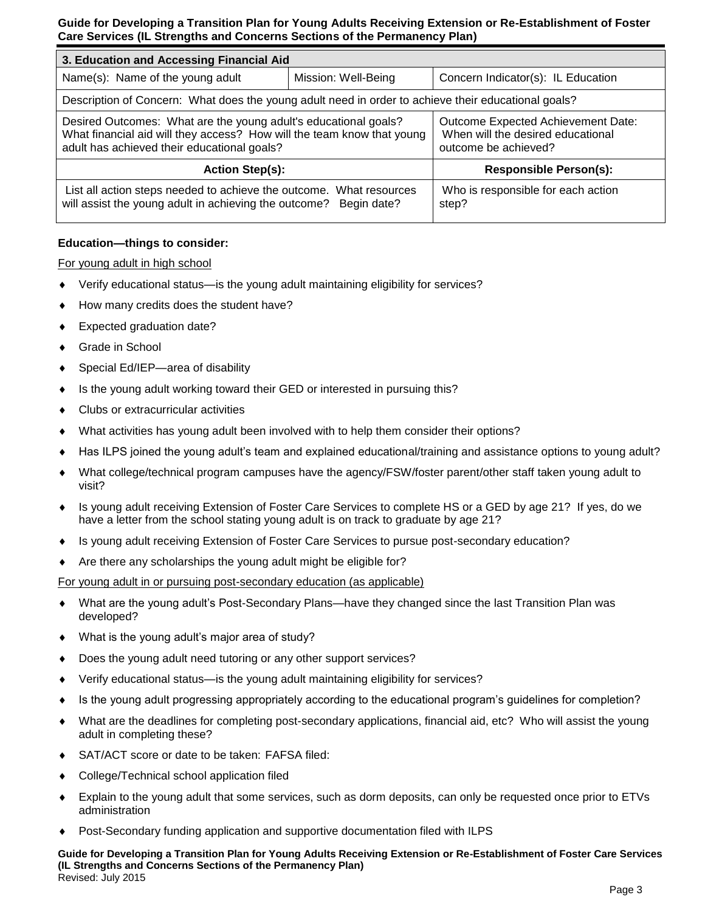| 3. Education and Accessing Financial Aid | | |
|---|---|---|
| Name(s): Name of the young adult | Mission: Well-Being | Concern Indicator(s): IL Education |
| Description of Concern: What does the young adult need in order to achieve their educational goals? | | |
| Desired Outcomes: What are the young adult's educational goals? What financial aid will they access? How will the team know that young adult has achieved their educational goals? | | Outcome Expected Achievement Date: When will the desired educational outcome be achieved? |
| **Action Step(s):** | | **Responsible Person(s):** |
| List all action steps needed to achieve the outcome. What resources will assist the young adult in achieving the outcome? Begin date? | | Who is responsible for each action step? |

**Education—things to consider:**

For young adult in high school

- Verify educational status—is the young adult maintaining eligibility for services?
- How many credits does the student have?
- Expected graduation date?
- Grade in School
- Special Ed/IEP—area of disability
- Is the young adult working toward their GED or interested in pursuing this?
- Clubs or extracurricular activities
- What activities has young adult been involved with to help them consider their options?
- Has ILPS joined the young adult's team and explained educational/training and assistance options to young adult?
- What college/technical program campuses have the agency/FSW/foster parent/other staff taken young adult to visit?
- Is young adult receiving Extension of Foster Care Services to complete HS or a GED by age 21? If yes, do we have a letter from the school stating young adult is on track to graduate by age 21?
- Is young adult receiving Extension of Foster Care Services to pursue post-secondary education?
- Are there any scholarships the young adult might be eligible for?

For young adult in or pursuing post-secondary education (as applicable)

- What are the young adult's Post-Secondary Plans—have they changed since the last Transition Plan was developed?
- What is the young adult's major area of study?
- Does the young adult need tutoring or any other support services?
- Verify educational status—is the young adult maintaining eligibility for services?
- Is the young adult progressing appropriately according to the educational program's guidelines for completion?
- What are the deadlines for completing post-secondary applications, financial aid, etc? Who will assist the young adult in completing these?
- SAT/ACT score or date to be taken: FAFSA filed:
- College/Technical school application filed
- Explain to the young adult that some services, such as dorm deposits, can only be requested once prior to ETVs administration
- Post-Secondary funding application and supportive documentation filed with ILPS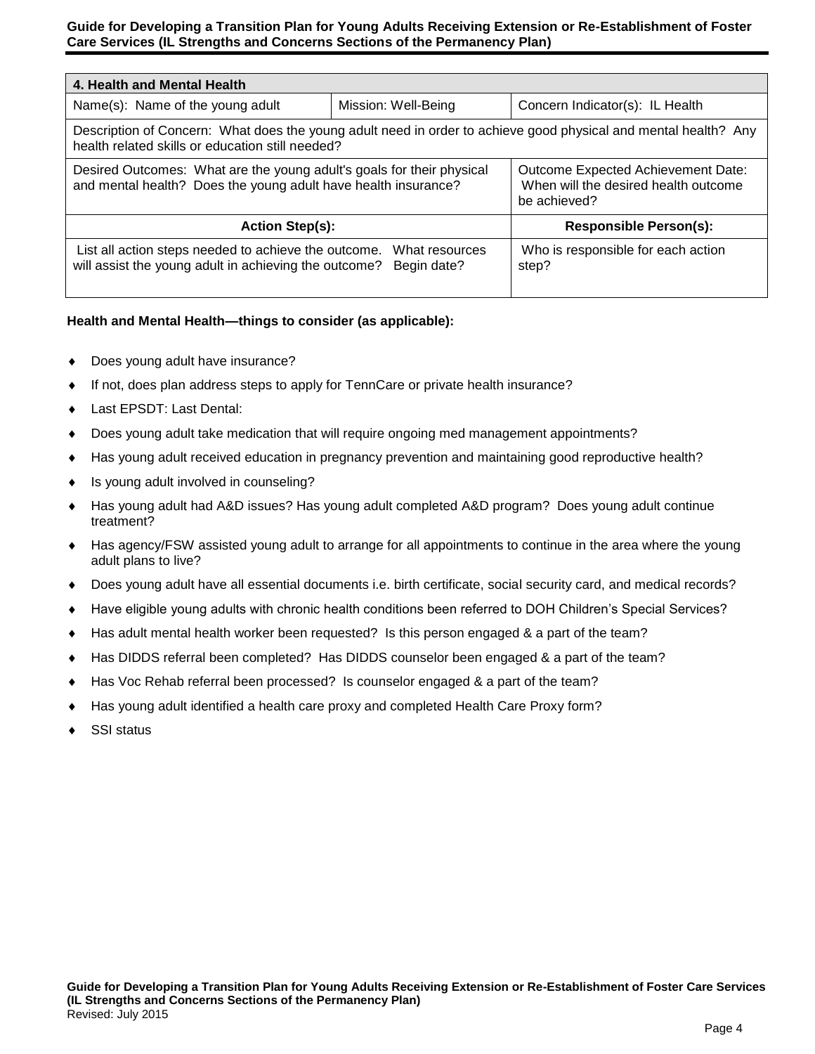| 4. Health and Mental Health | | |
|---|---|---|
| Name(s): Name of the young adult | Mission: Well-Being | Concern Indicator(s): IL Health |
| Description of Concern: What does the young adult need in order to achieve good physical and mental health? Any health related skills or education still needed? | | |
| Desired Outcomes: What are the young adult's goals for their physical and mental health? Does the young adult have health insurance? | | Outcome Expected Achievement Date: When will the desired health outcome be achieved? |
| **Action Step(s):** | | **Responsible Person(s):** |
| List all action steps needed to achieve the outcome. What resources will assist the young adult in achieving the outcome? Begin date? | | Who is responsible for each action step? |

**Health and Mental Health—things to consider (as applicable):**

- Does young adult have insurance?
- If not, does plan address steps to apply for TennCare or private health insurance?
- Last EPSDT: Last Dental:
- Does young adult take medication that will require ongoing med management appointments?
- Has young adult received education in pregnancy prevention and maintaining good reproductive health?
- Is young adult involved in counseling?
- Has young adult had A&D issues? Has young adult completed A&D program? Does young adult continue treatment?
- Has agency/FSW assisted young adult to arrange for all appointments to continue in the area where the young adult plans to live?
- Does young adult have all essential documents i.e. birth certificate, social security card, and medical records?
- Have eligible young adults with chronic health conditions been referred to DOH Children's Special Services?
- Has adult mental health worker been requested? Is this person engaged & a part of the team?
- Has DIDDS referral been completed? Has DIDDS counselor been engaged & a part of the team?
- Has Voc Rehab referral been processed? Is counselor engaged & a part of the team?
- Has young adult identified a health care proxy and completed Health Care Proxy form?
- SSI status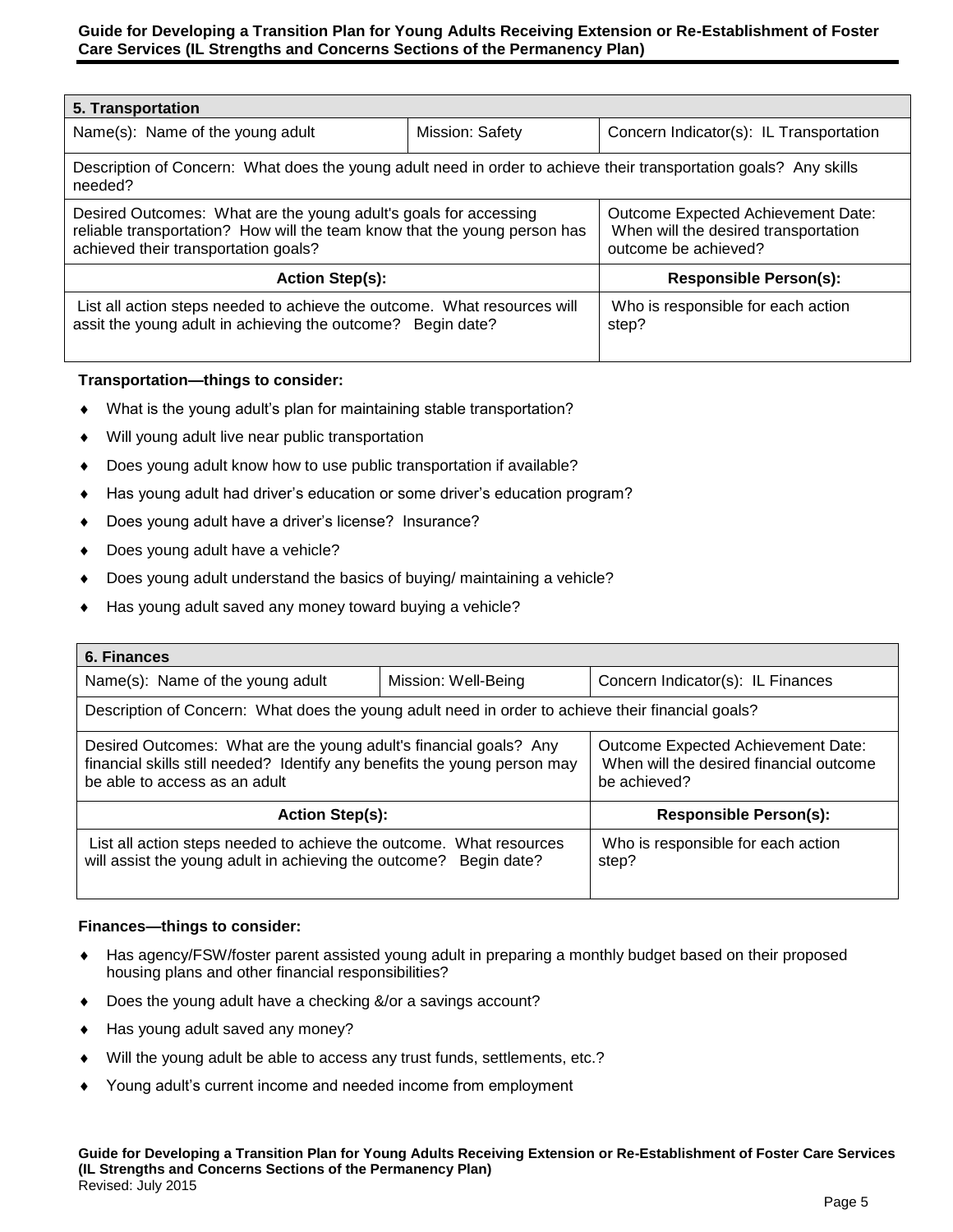| 5. Transportation | | |
|---|---|---|
| Name(s): Name of the young adult | Mission: Safety | Concern Indicator(s): IL Transportation |
| Description of Concern: What does the young adult need in order to achieve their transportation goals? Any skills needed? | | |
| Desired Outcomes: What are the young adult's goals for accessing reliable transportation? How will the team know that the young person has achieved their transportation goals? | | Outcome Expected Achievement Date: When will the desired transportation outcome be achieved? |
| **Action Step(s):** | | **Responsible Person(s):** |
| List all action steps needed to achieve the outcome. What resources will assit the young adult in achieving the outcome? Begin date? | | Who is responsible for each action step? |

**Transportation—things to consider:**

- What is the young adult's plan for maintaining stable transportation?
- Will young adult live near public transportation
- Does young adult know how to use public transportation if available?
- Has young adult had driver's education or some driver's education program?
- Does young adult have a driver's license? Insurance?
- Does young adult have a vehicle?
- Does young adult understand the basics of buying/ maintaining a vehicle?
- Has young adult saved any money toward buying a vehicle?

| 6. Finances | | |
|---|---|---|
| Name(s): Name of the young adult | Mission: Well-Being | Concern Indicator(s): IL Finances |
| Description of Concern: What does the young adult need in order to achieve their financial goals? | | |
| Desired Outcomes: What are the young adult's financial goals? Any financial skills still needed? Identify any benefits the young person may be able to access as an adult | | Outcome Expected Achievement Date: When will the desired financial outcome be achieved? |
| **Action Step(s):** | | **Responsible Person(s):** |
| List all action steps needed to achieve the outcome. What resources will assist the young adult in achieving the outcome? Begin date? | | Who is responsible for each action step? |

**Finances—things to consider:**

- Has agency/FSW/foster parent assisted young adult in preparing a monthly budget based on their proposed housing plans and other financial responsibilities?
- Does the young adult have a checking &/or a savings account?
- Has young adult saved any money?
- Will the young adult be able to access any trust funds, settlements, etc.?
- Young adult's current income and needed income from employment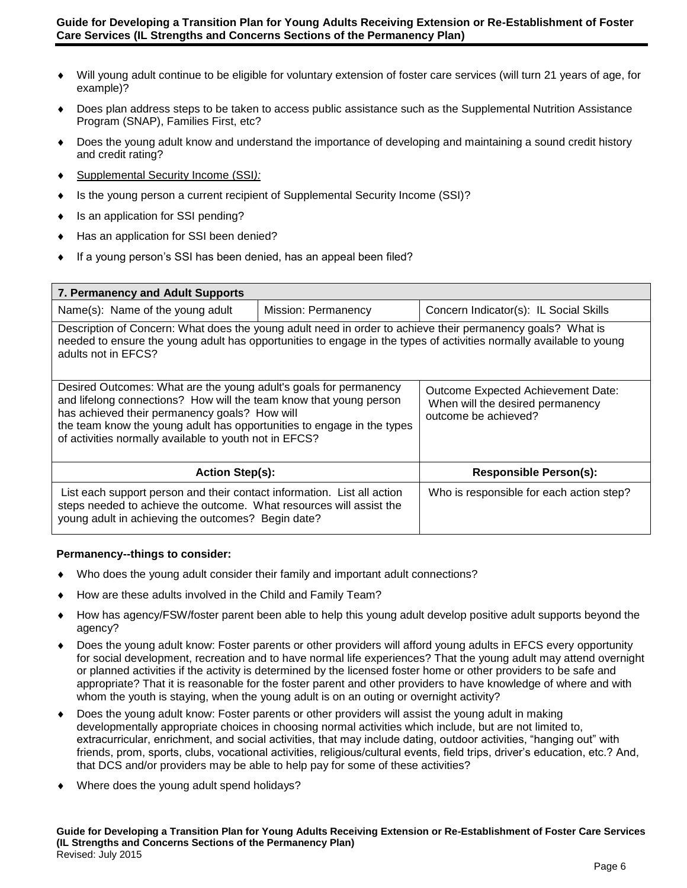- Will young adult continue to be eligible for voluntary extension of foster care services (will turn 21 years of age, for example)?
- Does plan address steps to be taken to access public assistance such as the Supplemental Nutrition Assistance Program (SNAP), Families First, etc?
- Does the young adult know and understand the importance of developing and maintaining a sound credit history and credit rating?
- Supplemental Security Income (SSI):
- Is the young person a current recipient of Supplemental Security Income (SSI)?
- Is an application for SSI pending?
- Has an application for SSI been denied?
- If a young person's SSI has been denied, has an appeal been filed?

| 7. Permanency and Adult Supports | | |
|---|---|---|
| Name(s): Name of the young adult | Mission: Permanency | Concern Indicator(s): IL Social Skills |
| Description of Concern: What does the young adult need in order to achieve their permanency goals? What is needed to ensure the young adult has opportunities to engage in the types of activities normally available to young adults not in EFCS? | | |
| Desired Outcomes: What are the young adult's goals for permanency and lifelong connections? How will the team know that young person has achieved their permanency goals? How will the team know the young adult has opportunities to engage in the types of activities normally available to youth not in EFCS? | | Outcome Expected Achievement Date: When will the desired permanency outcome be achieved? |
| **Action Step(s):** | | **Responsible Person(s):** |
| List each support person and their contact information. List all action steps needed to achieve the outcome. What resources will assist the young adult in achieving the outcomes? Begin date? | | Who is responsible for each action step? |

**Permanency--things to consider:**

- Who does the young adult consider their family and important adult connections?
- How are these adults involved in the Child and Family Team?
- How has agency/FSW/foster parent been able to help this young adult develop positive adult supports beyond the agency?
- Does the young adult know: Foster parents or other providers will afford young adults in EFCS every opportunity for social development, recreation and to have normal life experiences? That the young adult may attend overnight or planned activities if the activity is determined by the licensed foster home or other providers to be safe and appropriate? That it is reasonable for the foster parent and other providers to have knowledge of where and with whom the youth is staying, when the young adult is on an outing or overnight activity?
- Does the young adult know: Foster parents or other providers will assist the young adult in making developmentally appropriate choices in choosing normal activities which include, but are not limited to, extracurricular, enrichment, and social activities, that may include dating, outdoor activities, "hanging out" with friends, prom, sports, clubs, vocational activities, religious/cultural events, field trips, driver's education, etc.? And, that DCS and/or providers may be able to help pay for some of these activities?
- Where does the young adult spend holidays?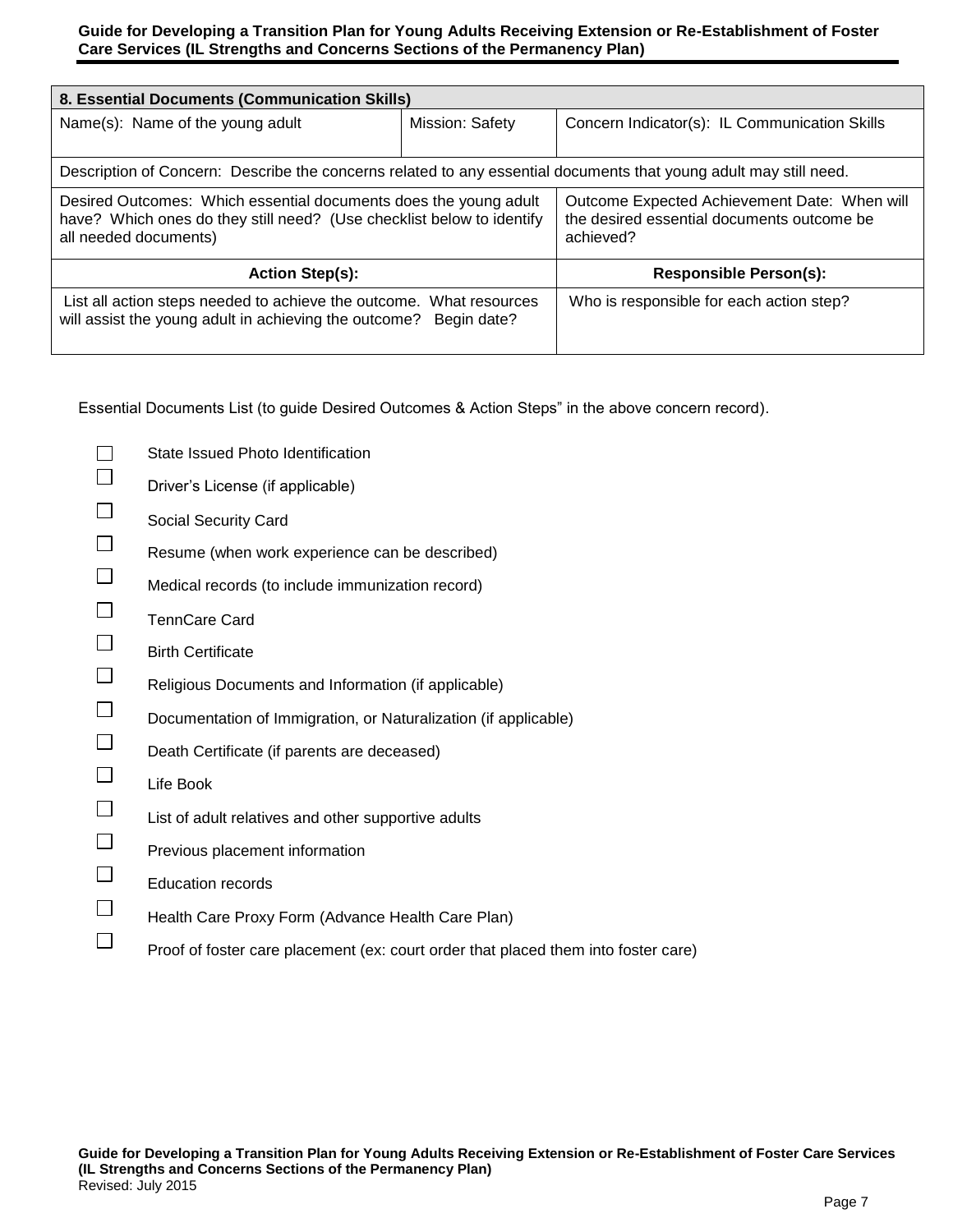| 8. Essential Documents (Communication Skills) | | |
|---|---|---|
| Name(s): Name of the young adult | Mission: Safety | Concern Indicator(s): IL Communication Skills |
| Description of Concern: Describe the concerns related to any essential documents that young adult may still need. | | |
| Desired Outcomes: Which essential documents does the young adult have? Which ones do they still need? (Use checklist below to identify all needed documents) | | Outcome Expected Achievement Date: When will the desired essential documents outcome be achieved? |
| **Action Step(s):** | | **Responsible Person(s):** |
| List all action steps needed to achieve the outcome. What resources will assist the young adult in achieving the outcome? Begin date? | | Who is responsible for each action step? |

Essential Documents List (to guide Desired Outcomes & Action Steps" in the above concern record).

- ☐ State Issued Photo Identification
- ☐ Driver's License (if applicable)
- ☐ Social Security Card
- ☐ Resume (when work experience can be described)
- ☐ Medical records (to include immunization record)
- ☐ TennCare Card
- ☐ Birth Certificate
- ☐ Religious Documents and Information (if applicable)
- ☐ Documentation of Immigration, or Naturalization (if applicable)
- ☐ Death Certificate (if parents are deceased)
- ☐ Life Book
- ☐ List of adult relatives and other supportive adults
- ☐ Previous placement information
- ☐ Education records
- ☐ Health Care Proxy Form (Advance Health Care Plan)
- ☐ Proof of foster care placement (ex: court order that placed them into foster care)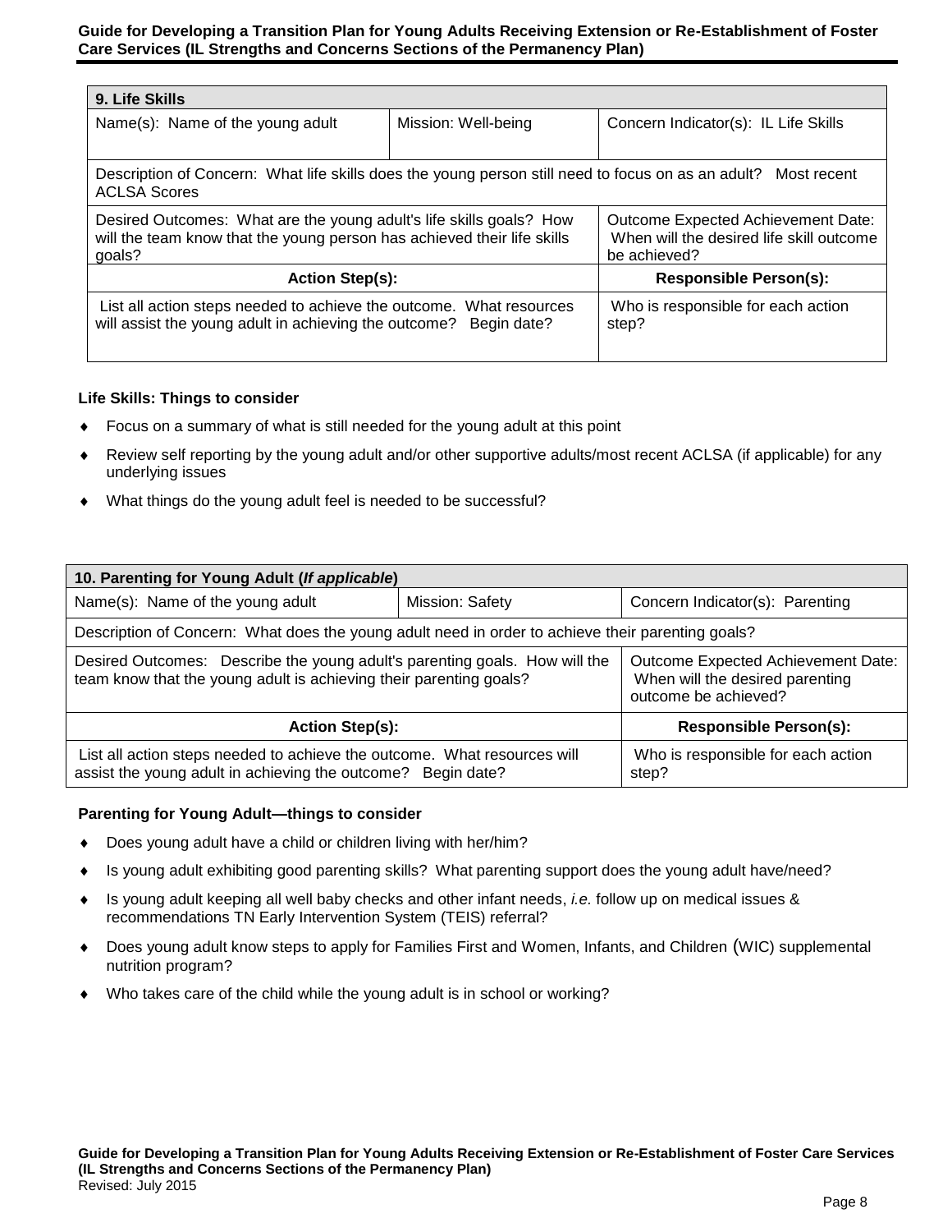| 9. Life Skills | | |
|---|---|---|
| Name(s): Name of the young adult | Mission: Well-being | Concern Indicator(s): IL Life Skills |
| Description of Concern: What life skills does the young person still need to focus on as an adult? Most recent ACLSA Scores | | |
| Desired Outcomes: What are the young adult's life skills goals? How will the team know that the young person has achieved their life skills goals? | | Outcome Expected Achievement Date: When will the desired life skill outcome be achieved? |
| **Action Step(s):** | | **Responsible Person(s):** |
| List all action steps needed to achieve the outcome. What resources will assist the young adult in achieving the outcome? Begin date? | | Who is responsible for each action step? |

**Life Skills: Things to consider**

- Focus on a summary of what is still needed for the young adult at this point
- Review self reporting by the young adult and/or other supportive adults/most recent ACLSA (if applicable) for any underlying issues
- What things do the young adult feel is needed to be successful?

| 10. Parenting for Young Adult (*If applicable*) | | |
|---|---|---|
| Name(s): Name of the young adult | Mission: Safety | Concern Indicator(s): Parenting |
| Description of Concern: What does the young adult need in order to achieve their parenting goals? | | |
| Desired Outcomes: Describe the young adult's parenting goals. How will the team know that the young adult is achieving their parenting goals? | | Outcome Expected Achievement Date: When will the desired parenting outcome be achieved? |
| **Action Step(s):** | | **Responsible Person(s):** |
| List all action steps needed to achieve the outcome. What resources will assist the young adult in achieving the outcome? Begin date? | | Who is responsible for each action step? |

**Parenting for Young Adult—things to consider**

- Does young adult have a child or children living with her/him?
- Is young adult exhibiting good parenting skills? What parenting support does the young adult have/need?
- Is young adult keeping all well baby checks and other infant needs, *i.e.* follow up on medical issues & recommendations TN Early Intervention System (TEIS) referral?
- Does young adult know steps to apply for Families First and Women, Infants, and Children (WIC) supplemental nutrition program?
- Who takes care of the child while the young adult is in school or working?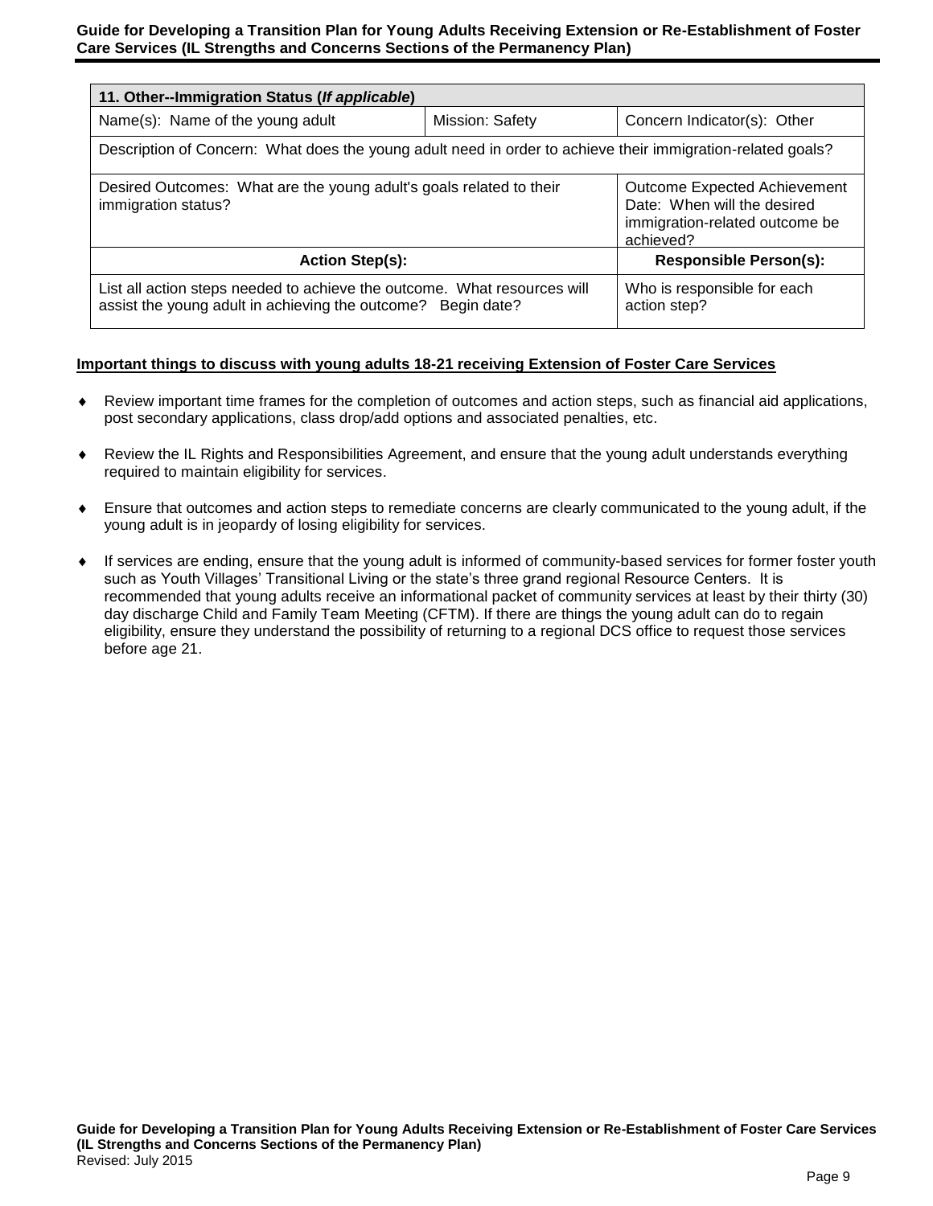| 11. Other--Immigration Status (*If applicable*) | | |
|---|---|---|
| Name(s): Name of the young adult | Mission: Safety | Concern Indicator(s): Other |
| Description of Concern: What does the young adult need in order to achieve their immigration-related goals? | | |
| Desired Outcomes: What are the young adult's goals related to their immigration status? | | Outcome Expected Achievement Date: When will the desired immigration-related outcome be achieved? |
| **Action Step(s):** | | **Responsible Person(s):** |
| List all action steps needed to achieve the outcome. What resources will assist the young adult in achieving the outcome? Begin date? | | Who is responsible for each action step? |

**Important things to discuss with young adults 18-21 receiving Extension of Foster Care Services**

- Review important time frames for the completion of outcomes and action steps, such as financial aid applications, post secondary applications, class drop/add options and associated penalties, etc.

- Review the IL Rights and Responsibilities Agreement, and ensure that the young adult understands everything required to maintain eligibility for services.

- Ensure that outcomes and action steps to remediate concerns are clearly communicated to the young adult, if the young adult is in jeopardy of losing eligibility for services.

- If services are ending, ensure that the young adult is informed of community-based services for former foster youth such as Youth Villages' Transitional Living or the state's three grand regional Resource Centers. It is recommended that young adults receive an informational packet of community services at least by their thirty (30) day discharge Child and Family Team Meeting (CFTM). If there are things the young adult can do to regain eligibility, ensure they understand the possibility of returning to a regional DCS office to request those services before age 21.